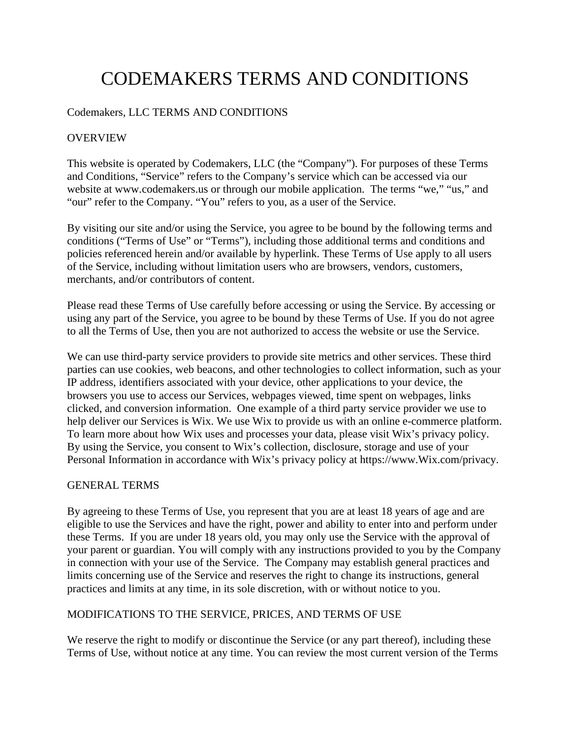# CODEMAKERS TERMS AND CONDITIONS

Codemakers, LLC TERMS AND CONDITIONS

OVERVIEW

This website is operated by Codemakers, LLC (the "Company"). For purposes of these Terms and Conditions, "Service" refers to the Company's service which can be accessed via our website at www.codemakers.us or through our mobile application. The terms "we," "us," and "our" refer to the Company. "You" refers to you, as a user of the Service.

By visiting our site and/or using the Service, you agree to be bound by the following terms and conditions ("Terms of Use" or "Terms"), including those additional terms and conditions and policies referenced herein and/or available by hyperlink. These Terms of Use apply to all users of the Service, including without limitation users who are browsers, vendors, customers, merchants, and/or contributors of content.

Please read these Terms of Use carefully before accessing or using the Service. By accessing or using any part of the Service, you agree to be bound by these Terms of Use. If you do not agree to all the Terms of Use, then you are not authorized to access the website or use the Service.

We can use third-party service providers to provide site metrics and other services. These third parties can use cookies, web beacons, and other technologies to collect information, such as your IP address, identifiers associated with your device, other applications to your device, the browsers you use to access our Services, webpages viewed, time spent on webpages, links clicked, and conversion information. One example of a third party service provider we use to help deliver our Services is Wix. We use Wix to provide us with an online e-commerce platform. To learn more about how Wix uses and processes your data, please visit Wix's privacy policy. By using the Service, you consent to Wix's collection, disclosure, storage and use of your Personal Information in accordance with Wix's privacy policy at https://www.Wix.com/privacy.

GENERAL TERMS

By agreeing to these Terms of Use, you represent that you are at least 18 years of age and are eligible to use the Services and have the right, power and ability to enter into and perform under these Terms. If you are under 18 years old, you may only use the Service with the approval of your parent or guardian. You will comply with any instructions provided to you by the Company in connection with your use of the Service. The Company may establish general practices and limits concerning use of the Service and reserves the right to change its instructions, general practices and limits at any time, in its sole discretion, with or without notice to you.

MODIFICATIONS TO THE SERVICE, PRICES, AND TERMS OF USE

We reserve the right to modify or discontinue the Service (or any part thereof), including these Terms of Use, without notice at any time. You can review the most current version of the Terms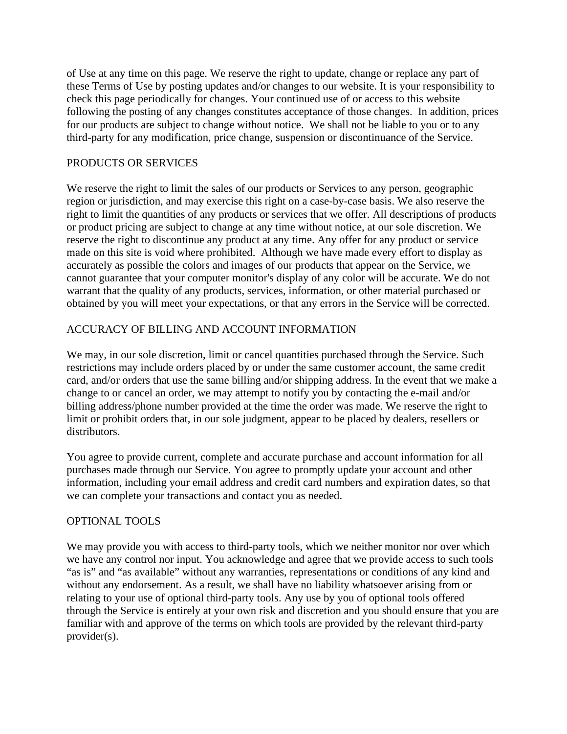of Use at any time on this page. We reserve the right to update, change or replace any part of these Terms of Use by posting updates and/or changes to our website. It is your responsibility to check this page periodically for changes. Your continued use of or access to this website following the posting of any changes constitutes acceptance of those changes. In addition, prices for our products are subject to change without notice. We shall not be liable to you or to any third-party for any modification, price change, suspension or discontinuance of the Service.

## PRODUCTS OR SERVICES

We reserve the right to limit the sales of our products or Services to any person, geographic region or jurisdiction, and may exercise this right on a case-by-case basis. We also reserve the right to limit the quantities of any products or services that we offer. All descriptions of products or product pricing are subject to change at any time without notice, at our sole discretion. We reserve the right to discontinue any product at any time. Any offer for any product or service made on this site is void where prohibited. Although we have made every effort to display as accurately as possible the colors and images of our products that appear on the Service, we cannot guarantee that your computer monitor's display of any color will be accurate. We do not warrant that the quality of any products, services, information, or other material purchased or obtained by you will meet your expectations, or that any errors in the Service will be corrected.

## ACCURACY OF BILLING AND ACCOUNT INFORMATION

We may, in our sole discretion, limit or cancel quantities purchased through the Service. Such restrictions may include orders placed by or under the same customer account, the same credit card, and/or orders that use the same billing and/or shipping address. In the event that we make a change to or cancel an order, we may attempt to notify you by contacting the e-mail and/or billing address/phone number provided at the time the order was made. We reserve the right to limit or prohibit orders that, in our sole judgment, appear to be placed by dealers, resellers or distributors.

You agree to provide current, complete and accurate purchase and account information for all purchases made through our Service. You agree to promptly update your account and other information, including your email address and credit card numbers and expiration dates, so that we can complete your transactions and contact you as needed.

## OPTIONAL TOOLS

We may provide you with access to third-party tools, which we neither monitor nor over which we have any control nor input. You acknowledge and agree that we provide access to such tools "as is" and "as available" without any warranties, representations or conditions of any kind and without any endorsement. As a result, we shall have no liability whatsoever arising from or relating to your use of optional third-party tools. Any use by you of optional tools offered through the Service is entirely at your own risk and discretion and you should ensure that you are familiar with and approve of the terms on which tools are provided by the relevant third-party provider(s).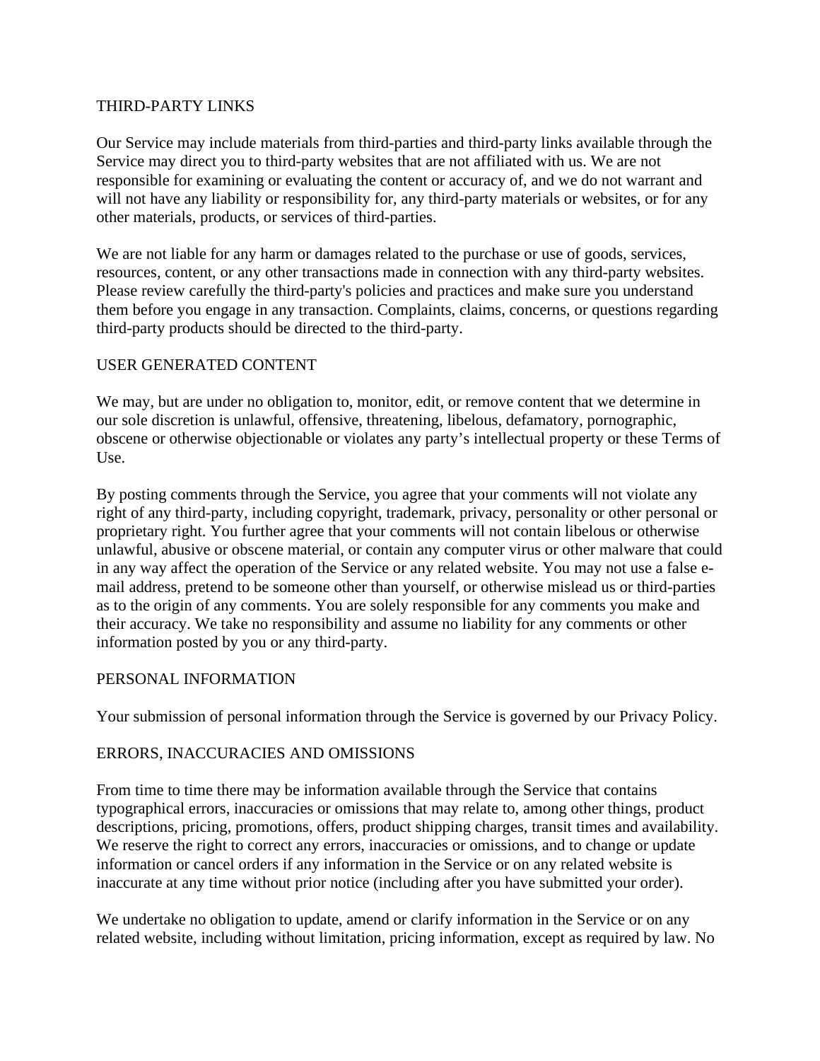## THIRD-PARTY LINKS

Our Service may include materials from third-parties and third-party links available through the Service may direct you to third-party websites that are not affiliated with us. We are not responsible for examining or evaluating the content or accuracy of, and we do not warrant and will not have any liability or responsibility for, any third-party materials or websites, or for any other materials, products, or services of third-parties.

We are not liable for any harm or damages related to the purchase or use of goods, services, resources, content, or any other transactions made in connection with any third-party websites. Please review carefully the third-party's policies and practices and make sure you understand them before you engage in any transaction. Complaints, claims, concerns, or questions regarding third-party products should be directed to the third-party.

## USER GENERATED CONTENT

We may, but are under no obligation to, monitor, edit, or remove content that we determine in our sole discretion is unlawful, offensive, threatening, libelous, defamatory, pornographic, obscene or otherwise objectionable or violates any party's intellectual property or these Terms of Use.

By posting comments through the Service, you agree that your comments will not violate any right of any third-party, including copyright, trademark, privacy, personality or other personal or proprietary right. You further agree that your comments will not contain libelous or otherwise unlawful, abusive or obscene material, or contain any computer virus or other malware that could in any way affect the operation of the Service or any related website. You may not use a false e-mail address, pretend to be someone other than yourself, or otherwise mislead us or third-parties as to the origin of any comments. You are solely responsible for any comments you make and their accuracy. We take no responsibility and assume no liability for any comments or other information posted by you or any third-party.

## PERSONAL INFORMATION

Your submission of personal information through the Service is governed by our Privacy Policy.

## ERRORS, INACCURACIES AND OMISSIONS

From time to time there may be information available through the Service that contains typographical errors, inaccuracies or omissions that may relate to, among other things, product descriptions, pricing, promotions, offers, product shipping charges, transit times and availability. We reserve the right to correct any errors, inaccuracies or omissions, and to change or update information or cancel orders if any information in the Service or on any related website is inaccurate at any time without prior notice (including after you have submitted your order).

We undertake no obligation to update, amend or clarify information in the Service or on any related website, including without limitation, pricing information, except as required by law. No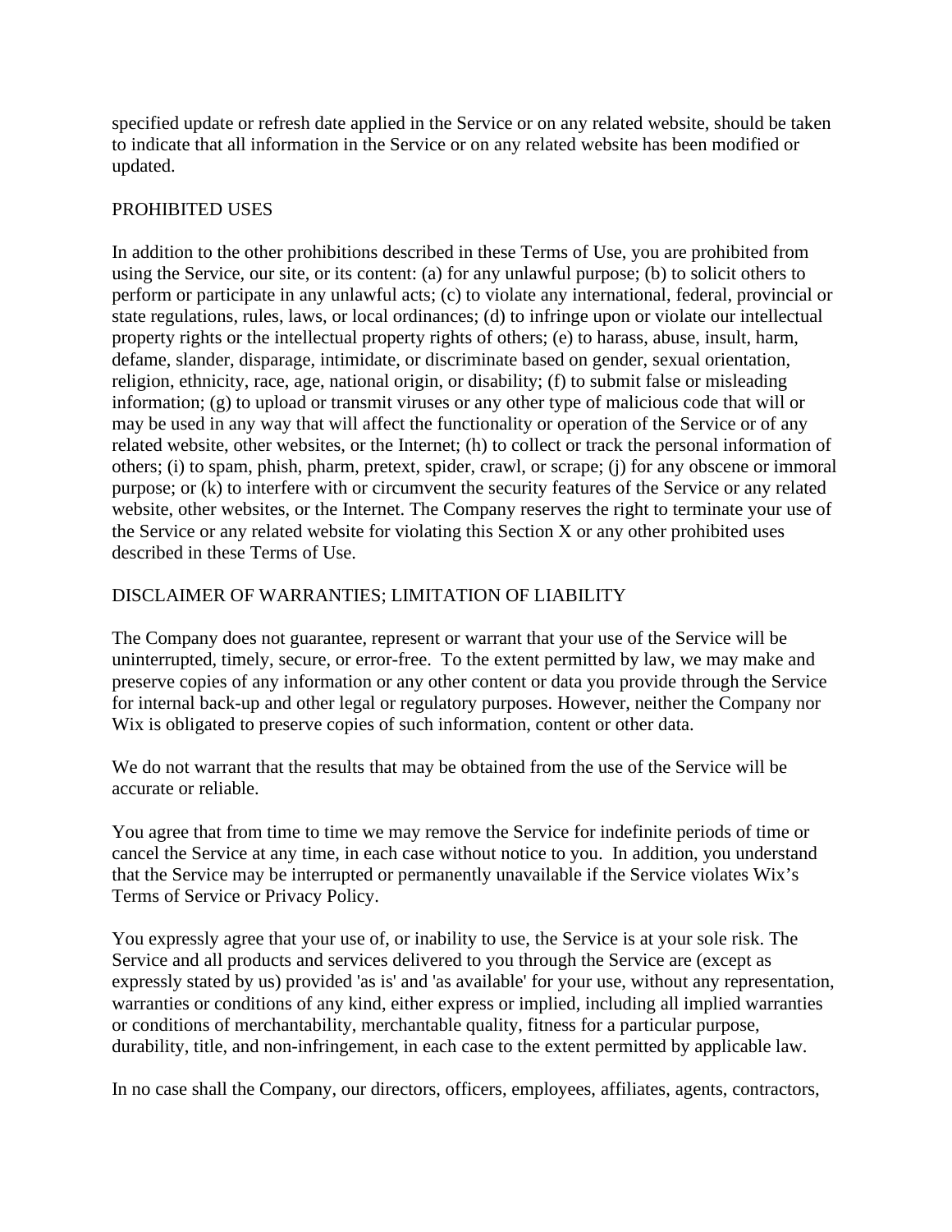specified update or refresh date applied in the Service or on any related website, should be taken to indicate that all information in the Service or on any related website has been modified or updated.

## PROHIBITED USES

In addition to the other prohibitions described in these Terms of Use, you are prohibited from using the Service, our site, or its content: (a) for any unlawful purpose; (b) to solicit others to perform or participate in any unlawful acts; (c) to violate any international, federal, provincial or state regulations, rules, laws, or local ordinances; (d) to infringe upon or violate our intellectual property rights or the intellectual property rights of others; (e) to harass, abuse, insult, harm, defame, slander, disparage, intimidate, or discriminate based on gender, sexual orientation, religion, ethnicity, race, age, national origin, or disability; (f) to submit false or misleading information; (g) to upload or transmit viruses or any other type of malicious code that will or may be used in any way that will affect the functionality or operation of the Service or of any related website, other websites, or the Internet; (h) to collect or track the personal information of others; (i) to spam, phish, pharm, pretext, spider, crawl, or scrape; (j) for any obscene or immoral purpose; or (k) to interfere with or circumvent the security features of the Service or any related website, other websites, or the Internet. The Company reserves the right to terminate your use of the Service or any related website for violating this Section X or any other prohibited uses described in these Terms of Use.

## DISCLAIMER OF WARRANTIES; LIMITATION OF LIABILITY

The Company does not guarantee, represent or warrant that your use of the Service will be uninterrupted, timely, secure, or error-free. To the extent permitted by law, we may make and preserve copies of any information or any other content or data you provide through the Service for internal back-up and other legal or regulatory purposes. However, neither the Company nor Wix is obligated to preserve copies of such information, content or other data.

We do not warrant that the results that may be obtained from the use of the Service will be accurate or reliable.

You agree that from time to time we may remove the Service for indefinite periods of time or cancel the Service at any time, in each case without notice to you. In addition, you understand that the Service may be interrupted or permanently unavailable if the Service violates Wix's Terms of Service or Privacy Policy.

You expressly agree that your use of, or inability to use, the Service is at your sole risk. The Service and all products and services delivered to you through the Service are (except as expressly stated by us) provided 'as is' and 'as available' for your use, without any representation, warranties or conditions of any kind, either express or implied, including all implied warranties or conditions of merchantability, merchantable quality, fitness for a particular purpose, durability, title, and non-infringement, in each case to the extent permitted by applicable law.

In no case shall the Company, our directors, officers, employees, affiliates, agents, contractors,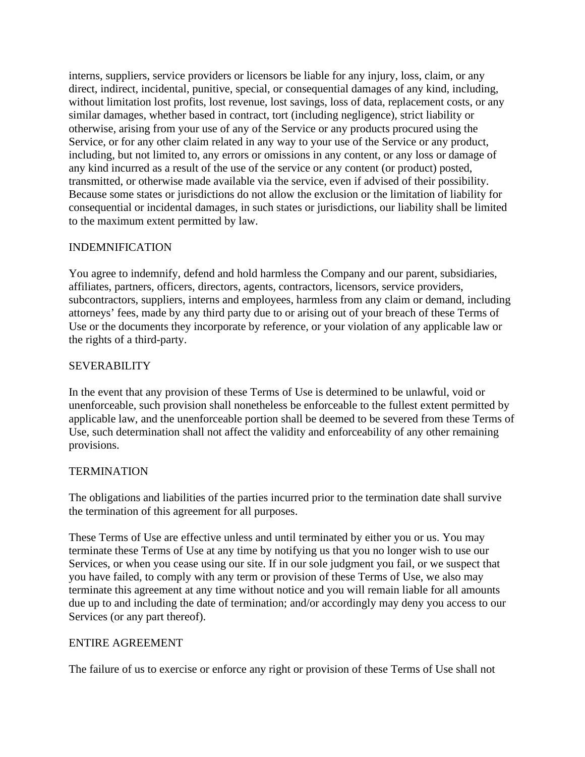interns, suppliers, service providers or licensors be liable for any injury, loss, claim, or any direct, indirect, incidental, punitive, special, or consequential damages of any kind, including, without limitation lost profits, lost revenue, lost savings, loss of data, replacement costs, or any similar damages, whether based in contract, tort (including negligence), strict liability or otherwise, arising from your use of any of the Service or any products procured using the Service, or for any other claim related in any way to your use of the Service or any product, including, but not limited to, any errors or omissions in any content, or any loss or damage of any kind incurred as a result of the use of the service or any content (or product) posted, transmitted, or otherwise made available via the service, even if advised of their possibility. Because some states or jurisdictions do not allow the exclusion or the limitation of liability for consequential or incidental damages, in such states or jurisdictions, our liability shall be limited to the maximum extent permitted by law.

## INDEMNIFICATION

You agree to indemnify, defend and hold harmless the Company and our parent, subsidiaries, affiliates, partners, officers, directors, agents, contractors, licensors, service providers, subcontractors, suppliers, interns and employees, harmless from any claim or demand, including attorneys' fees, made by any third party due to or arising out of your breach of these Terms of Use or the documents they incorporate by reference, or your violation of any applicable law or the rights of a third-party.

## SEVERABILITY

In the event that any provision of these Terms of Use is determined to be unlawful, void or unenforceable, such provision shall nonetheless be enforceable to the fullest extent permitted by applicable law, and the unenforceable portion shall be deemed to be severed from these Terms of Use, such determination shall not affect the validity and enforceability of any other remaining provisions.

## TERMINATION

The obligations and liabilities of the parties incurred prior to the termination date shall survive the termination of this agreement for all purposes.

These Terms of Use are effective unless and until terminated by either you or us. You may terminate these Terms of Use at any time by notifying us that you no longer wish to use our Services, or when you cease using our site. If in our sole judgment you fail, or we suspect that you have failed, to comply with any term or provision of these Terms of Use, we also may terminate this agreement at any time without notice and you will remain liable for all amounts due up to and including the date of termination; and/or accordingly may deny you access to our Services (or any part thereof).

## ENTIRE AGREEMENT

The failure of us to exercise or enforce any right or provision of these Terms of Use shall not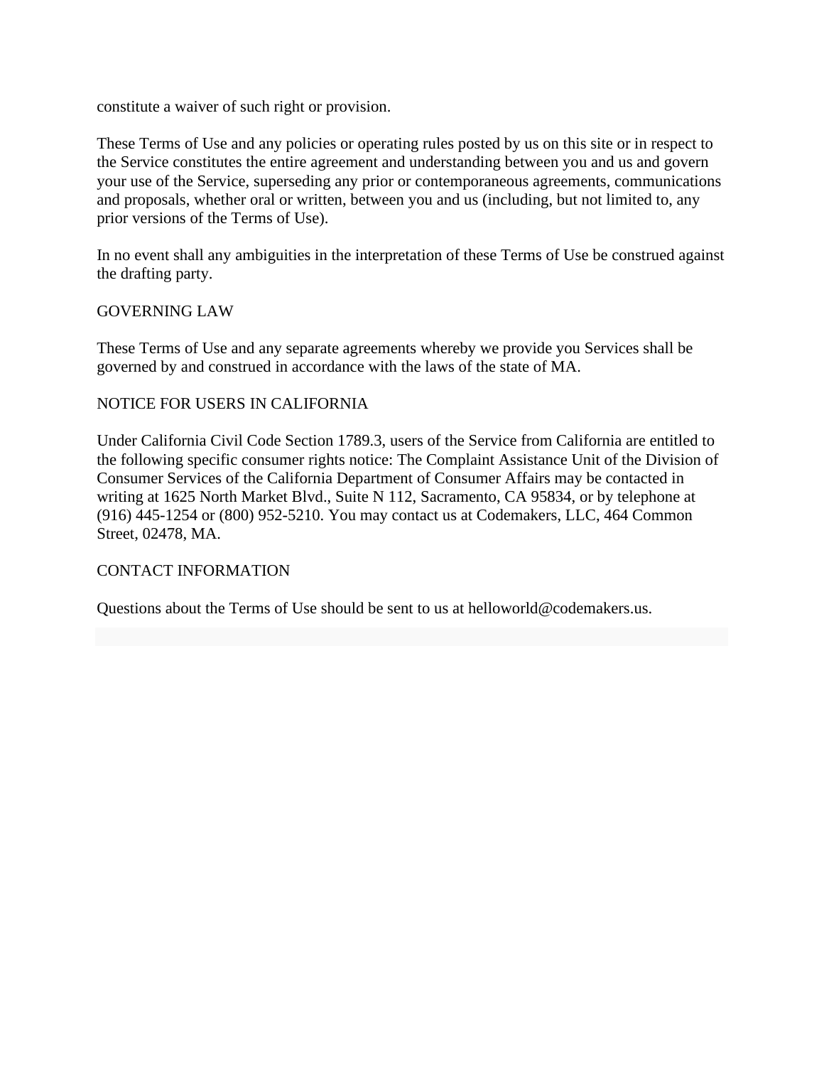constitute a waiver of such right or provision.

These Terms of Use and any policies or operating rules posted by us on this site or in respect to the Service constitutes the entire agreement and understanding between you and us and govern your use of the Service, superseding any prior or contemporaneous agreements, communications and proposals, whether oral or written, between you and us (including, but not limited to, any prior versions of the Terms of Use).

In no event shall any ambiguities in the interpretation of these Terms of Use be construed against the drafting party.

## GOVERNING LAW

These Terms of Use and any separate agreements whereby we provide you Services shall be governed by and construed in accordance with the laws of the state of MA.

## NOTICE FOR USERS IN CALIFORNIA

Under California Civil Code Section 1789.3, users of the Service from California are entitled to the following specific consumer rights notice: The Complaint Assistance Unit of the Division of Consumer Services of the California Department of Consumer Affairs may be contacted in writing at 1625 North Market Blvd., Suite N 112, Sacramento, CA 95834, or by telephone at (916) 445-1254 or (800) 952-5210. You may contact us at Codemakers, LLC, 464 Common Street, 02478, MA.

## CONTACT INFORMATION

Questions about the Terms of Use should be sent to us at helloworld@codemakers.us.